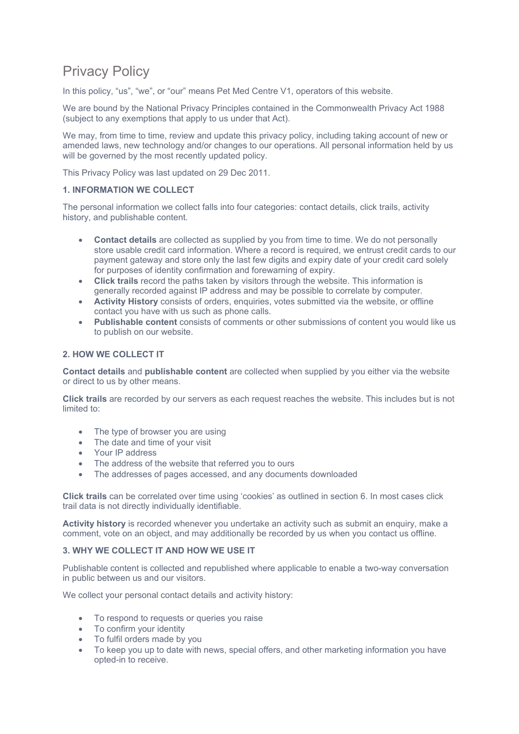# Privacy Policy

In this policy, “us”, “we”, or “our” means Pet Med Centre V1, operators of this website.

We are bound by the National Privacy Principles contained in the Commonwealth Privacy Act 1988 (subject to any exemptions that apply to us under that Act).

We may, from time to time, review and update this privacy policy, including taking account of new or amended laws, new technology and/or changes to our operations. All personal information held by us will be governed by the most recently updated policy.

This Privacy Policy was last updated on 29 Dec 2011.

### 1. INFORMATION WE COLLECT

The personal information we collect falls into four categories: contact details, click trails, activity history, and publishable content.

- **Contact details** are collected as supplied by you from time to time. We do not personally store usable credit card information. Where a record is required, we entrust credit cards to our payment gateway and store only the last few digits and expiry date of your credit card solely for purposes of identity confirmation and forewarning of expiry.
- **Click trails** record the paths taken by visitors through the website. This information is generally recorded against IP address and may be possible to correlate by computer.
- **Activity History** consists of orders, enquiries, votes submitted via the website, or offline contact you have with us such as phone calls.
- **Publishable content** consists of comments or other submissions of content you would like us to publish on our website.

### 2. HOW WE COLLECT IT

**Contact details** and **publishable content** are collected when supplied by you either via the website or direct to us by other means.

**Click trails** are recorded by our servers as each request reaches the website. This includes but is not limited to:

- The type of browser you are using
- The date and time of your visit
- Your IP address
- The address of the website that referred you to ours
- The addresses of pages accessed, and any documents downloaded

**Click trails** can be correlated over time using ‘cookies’ as outlined in section 6. In most cases click trail data is not directly individually identifiable.

**Activity history** is recorded whenever you undertake an activity such as submit an enquiry, make a comment, vote on an object, and may additionally be recorded by us when you contact us offline.

### 3. WHY WE COLLECT IT AND HOW WE USE IT

Publishable content is collected and republished where applicable to enable a two-way conversation in public between us and our visitors.

We collect your personal contact details and activity history:

- To respond to requests or queries you raise
- To confirm your identity
- To fulfil orders made by you
- To keep you up to date with news, special offers, and other marketing information you have opted-in to receive.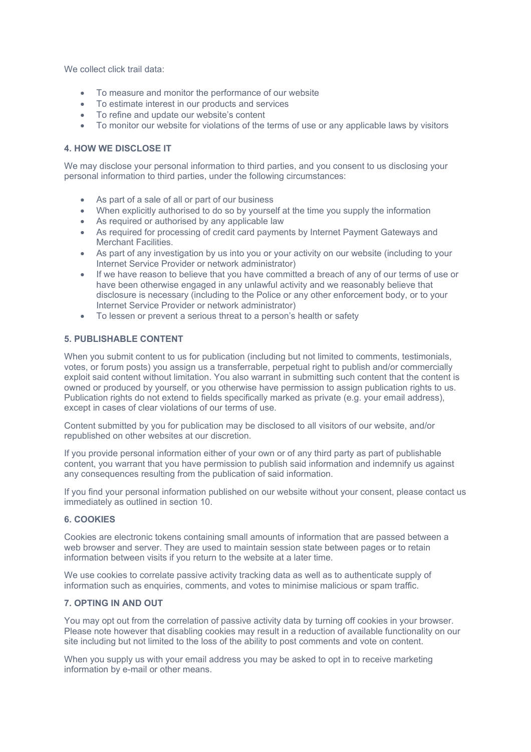We collect click trail data:

- To measure and monitor the performance of our website
- To estimate interest in our products and services
- To refine and update our website's content
- To monitor our website for violations of the terms of use or any applicable laws by visitors

### 4. HOW WE DISCLOSE IT

We may disclose your personal information to third parties, and you consent to us disclosing your personal information to third parties, under the following circumstances:

- As part of a sale of all or part of our business
- When explicitly authorised to do so by yourself at the time you supply the information
- As required or authorised by any applicable law
- As required for processing of credit card payments by Internet Payment Gateways and Merchant Facilities.
- As part of any investigation by us into you or your activity on our website (including to your Internet Service Provider or network administrator)
- If we have reason to believe that you have committed a breach of any of our terms of use or have been otherwise engaged in any unlawful activity and we reasonably believe that disclosure is necessary (including to the Police or any other enforcement body, or to your Internet Service Provider or network administrator)
- To lessen or prevent a serious threat to a person's health or safety

### 5. PUBLISHABLE CONTENT

When you submit content to us for publication (including but not limited to comments, testimonials, votes, or forum posts) you assign us a transferrable, perpetual right to publish and/or commercially exploit said content without limitation. You also warrant in submitting such content that the content is owned or produced by yourself, or you otherwise have permission to assign publication rights to us. Publication rights do not extend to fields specifically marked as private (e.g. your email address), except in cases of clear violations of our terms of use.

Content submitted by you for publication may be disclosed to all visitors of our website, and/or republished on other websites at our discretion.

If you provide personal information either of your own or of any third party as part of publishable content, you warrant that you have permission to publish said information and indemnify us against any consequences resulting from the publication of said information.

If you find your personal information published on our website without your consent, please contact us immediately as outlined in section 10.

### 6. COOKIES

Cookies are electronic tokens containing small amounts of information that are passed between a web browser and server. They are used to maintain session state between pages or to retain information between visits if you return to the website at a later time.

We use cookies to correlate passive activity tracking data as well as to authenticate supply of information such as enquiries, comments, and votes to minimise malicious or spam traffic.

### 7. OPTING IN AND OUT

You may opt out from the correlation of passive activity data by turning off cookies in your browser. Please note however that disabling cookies may result in a reduction of available functionality on our site including but not limited to the loss of the ability to post comments and vote on content.

When you supply us with your email address you may be asked to opt in to receive marketing information by e-mail or other means.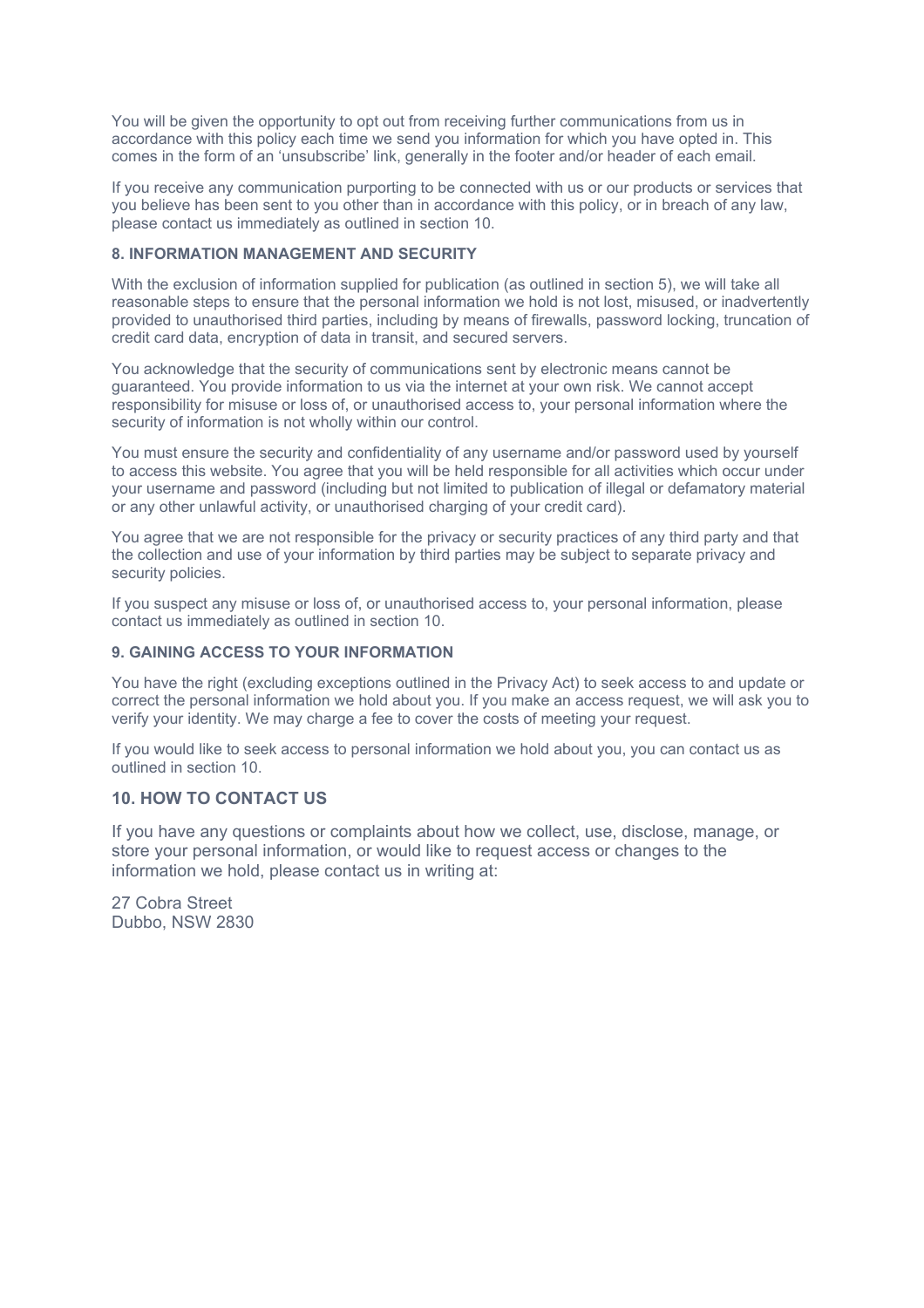You will be given the opportunity to opt out from receiving further communications from us in accordance with this policy each time we send you information for which you have opted in. This comes in the form of an 'unsubscribe' link, generally in the footer and/or header of each email.

If you receive any communication purporting to be connected with us or our products or services that you believe has been sent to you other than in accordance with this policy, or in breach of any law, please contact us immediately as outlined in section 10.

### 8. INFORMATION MANAGEMENT AND SECURITY

With the exclusion of information supplied for publication (as outlined in section 5), we will take all reasonable steps to ensure that the personal information we hold is not lost, misused, or inadvertently provided to unauthorised third parties, including by means of firewalls, password locking, truncation of credit card data, encryption of data in transit, and secured servers.

You acknowledge that the security of communications sent by electronic means cannot be guaranteed. You provide information to us via the internet at your own risk. We cannot accept responsibility for misuse or loss of, or unauthorised access to, your personal information where the security of information is not wholly within our control.

You must ensure the security and confidentiality of any username and/or password used by yourself to access this website. You agree that you will be held responsible for all activities which occur under your username and password (including but not limited to publication of illegal or defamatory material or any other unlawful activity, or unauthorised charging of your credit card).

You agree that we are not responsible for the privacy or security practices of any third party and that the collection and use of your information by third parties may be subject to separate privacy and security policies.

If you suspect any misuse or loss of, or unauthorised access to, your personal information, please contact us immediately as outlined in section 10.

### 9. GAINING ACCESS TO YOUR INFORMATION

You have the right (excluding exceptions outlined in the Privacy Act) to seek access to and update or correct the personal information we hold about you. If you make an access request, we will ask you to verify your identity. We may charge a fee to cover the costs of meeting your request.

If you would like to seek access to personal information we hold about you, you can contact us as outlined in section 10.

## 10. HOW TO CONTACT US

If you have any questions or complaints about how we collect, use, disclose, manage, or store your personal information, or would like to request access or changes to the information we hold, please contact us in writing at:

27 Cobra Street
Dubbo, NSW 2830